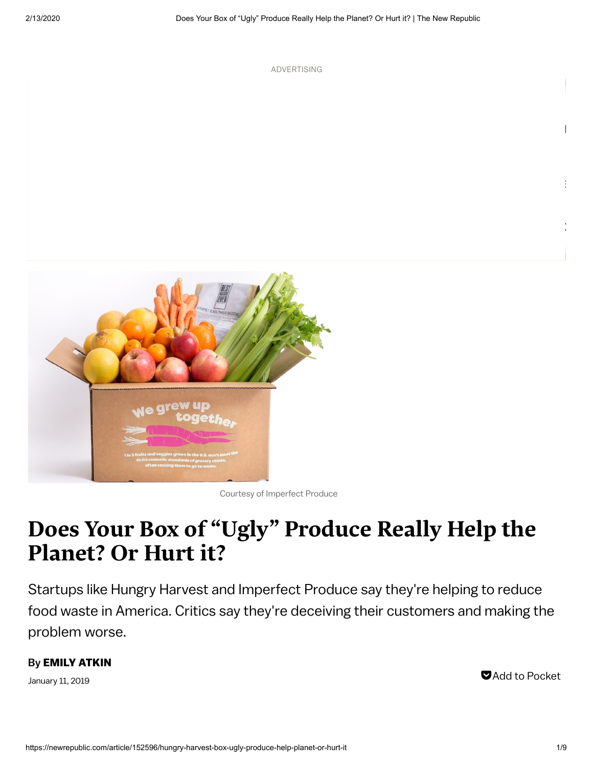ADVERTISING

Courtesy of Imperfect Produce

# Does Your Box of "Ugly" Produce Really Help the Planet? Or Hurt it?

Startups like Hungry Harvest and Imperfect Produce say they're helping to reduce food waste in America. Critics say they're deceiving their customers and making the problem worse.

By **EMILY ATKIN**

January 11, 2019

Add to Pocket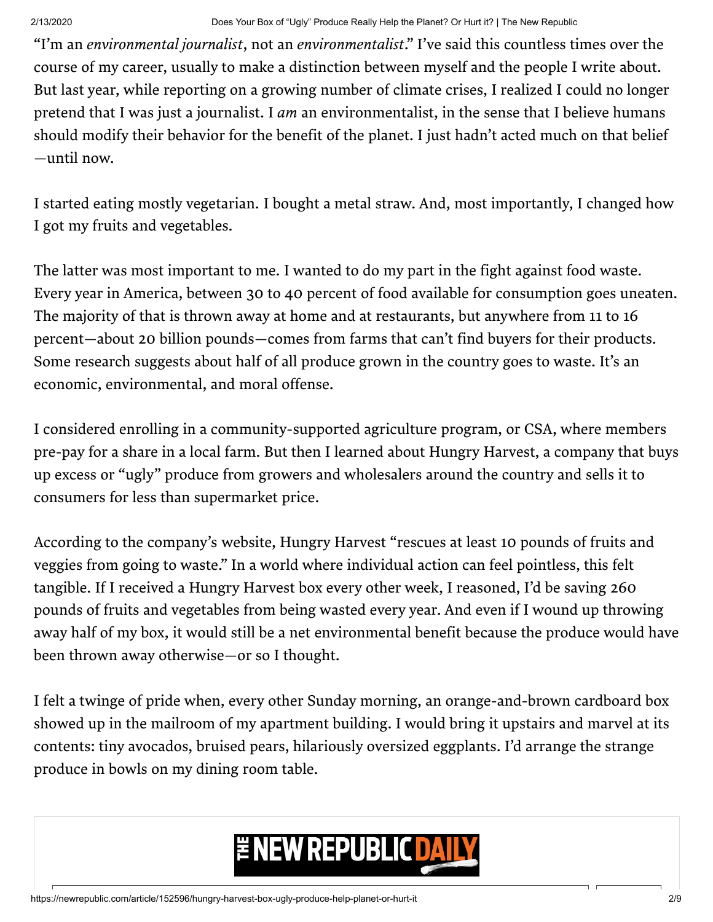"I'm an *environmental journalist*, not an *environmentalist*." I've said this countless times over the course of my career, usually to make a distinction between myself and the people I write about. But last year, while reporting on a growing number of climate crises, I realized I could no longer pretend that I was just a journalist. I *am* an environmentalist, in the sense that I believe humans should modify their behavior for the benefit of the planet. I just hadn't acted much on that belief —until now.

I started eating mostly vegetarian. I bought a metal straw. And, most importantly, I changed how I got my fruits and vegetables.

The latter was most important to me. I wanted to do my part in the fight against food waste. Every year in America, between 30 to 40 percent of food available for consumption goes uneaten. The majority of that is thrown away at home and at restaurants, but anywhere from 11 to 16 percent—about 20 billion pounds—comes from farms that can't find buyers for their products. Some research suggests about half of all produce grown in the country goes to waste. It's an economic, environmental, and moral offense.

I considered enrolling in a community-supported agriculture program, or CSA, where members pre-pay for a share in a local farm. But then I learned about Hungry Harvest, a company that buys up excess or "ugly" produce from growers and wholesalers around the country and sells it to consumers for less than supermarket price.

According to the company's website, Hungry Harvest "rescues at least 10 pounds of fruits and veggies from going to waste." In a world where individual action can feel pointless, this felt tangible. If I received a Hungry Harvest box every other week, I reasoned, I'd be saving 260 pounds of fruits and vegetables from being wasted every year. And even if I wound up throwing away half of my box, it would still be a net environmental benefit because the produce would have been thrown away otherwise—or so I thought.

I felt a twinge of pride when, every other Sunday morning, an orange-and-brown cardboard box showed up in the mailroom of my apartment building. I would bring it upstairs and marvel at its contents: tiny avocados, bruised pears, hilariously oversized eggplants. I'd arrange the strange produce in bowls on my dining room table.

THE NEW REPUBLIC DAILY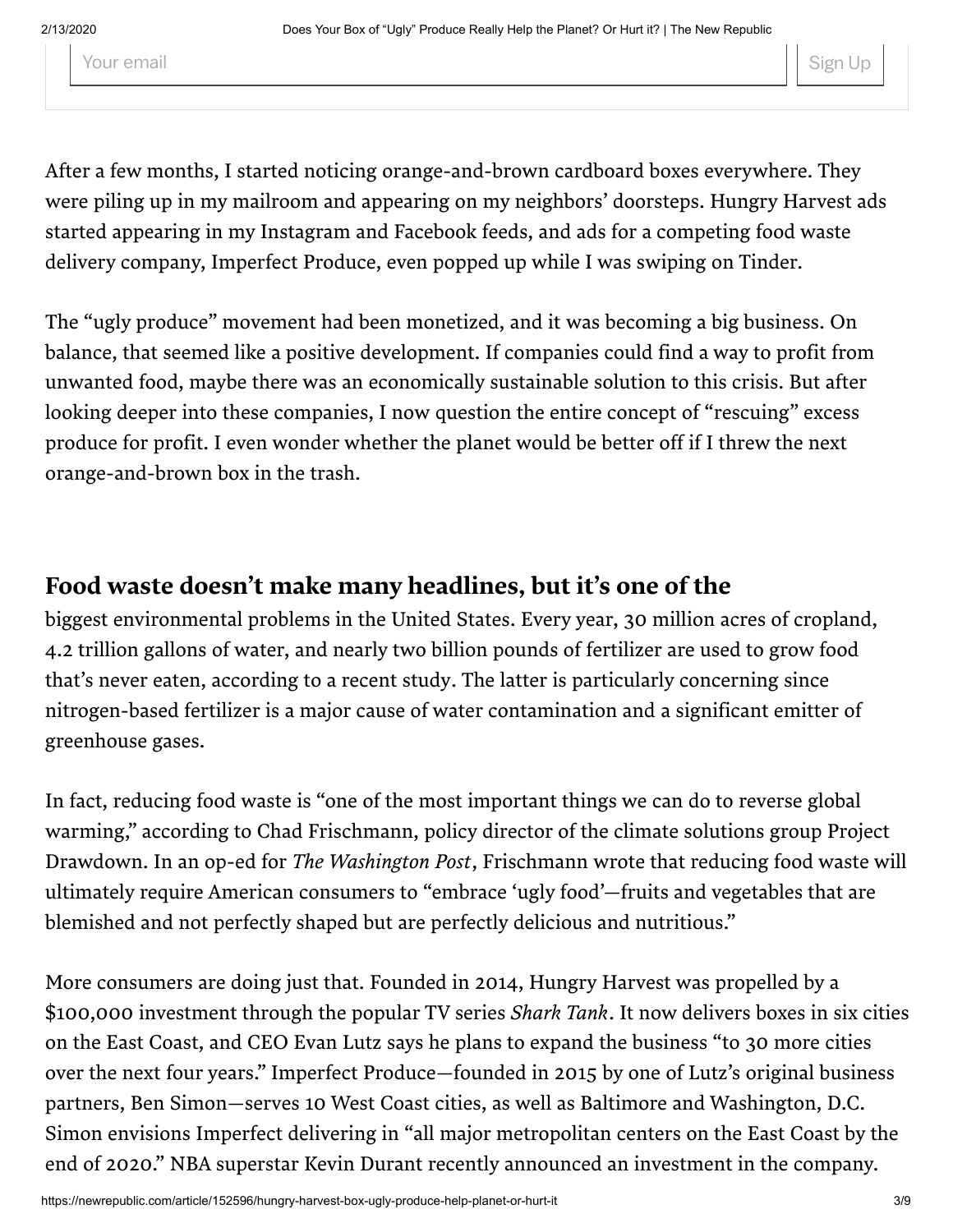After a few months, I started noticing orange-and-brown cardboard boxes everywhere. They were piling up in my mailroom and appearing on my neighbors' doorsteps. Hungry Harvest ads started appearing in my Instagram and Facebook feeds, and ads for a competing food waste delivery company, Imperfect Produce, even popped up while I was swiping on Tinder.

The "ugly produce" movement had been monetized, and it was becoming a big business. On balance, that seemed like a positive development. If companies could find a way to profit from unwanted food, maybe there was an economically sustainable solution to this crisis. But after looking deeper into these companies, I now question the entire concept of "rescuing" excess produce for profit. I even wonder whether the planet would be better off if I threw the next orange-and-brown box in the trash.

**Food waste doesn't make many headlines, but it's one of the** biggest environmental problems in the United States. Every year, 30 million acres of cropland, 4.2 trillion gallons of water, and nearly two billion pounds of fertilizer are used to grow food that's never eaten, according to a recent study. The latter is particularly concerning since nitrogen-based fertilizer is a major cause of water contamination and a significant emitter of greenhouse gases.

In fact, reducing food waste is "one of the most important things we can do to reverse global warming," according to Chad Frischmann, policy director of the climate solutions group Project Drawdown. In an op-ed for *The Washington Post*, Frischmann wrote that reducing food waste will ultimately require American consumers to "embrace 'ugly food'—fruits and vegetables that are blemished and not perfectly shaped but are perfectly delicious and nutritious."

More consumers are doing just that. Founded in 2014, Hungry Harvest was propelled by a $100,000 investment through the popular TV series *Shark Tank*. It now delivers boxes in six cities on the East Coast, and CEO Evan Lutz says he plans to expand the business "to 30 more cities over the next four years." Imperfect Produce—founded in 2015 by one of Lutz's original business partners, Ben Simon—serves 10 West Coast cities, as well as Baltimore and Washington, D.C. Simon envisions Imperfect delivering in "all major metropolitan centers on the East Coast by the end of 2020." NBA superstar Kevin Durant recently announced an investment in the company.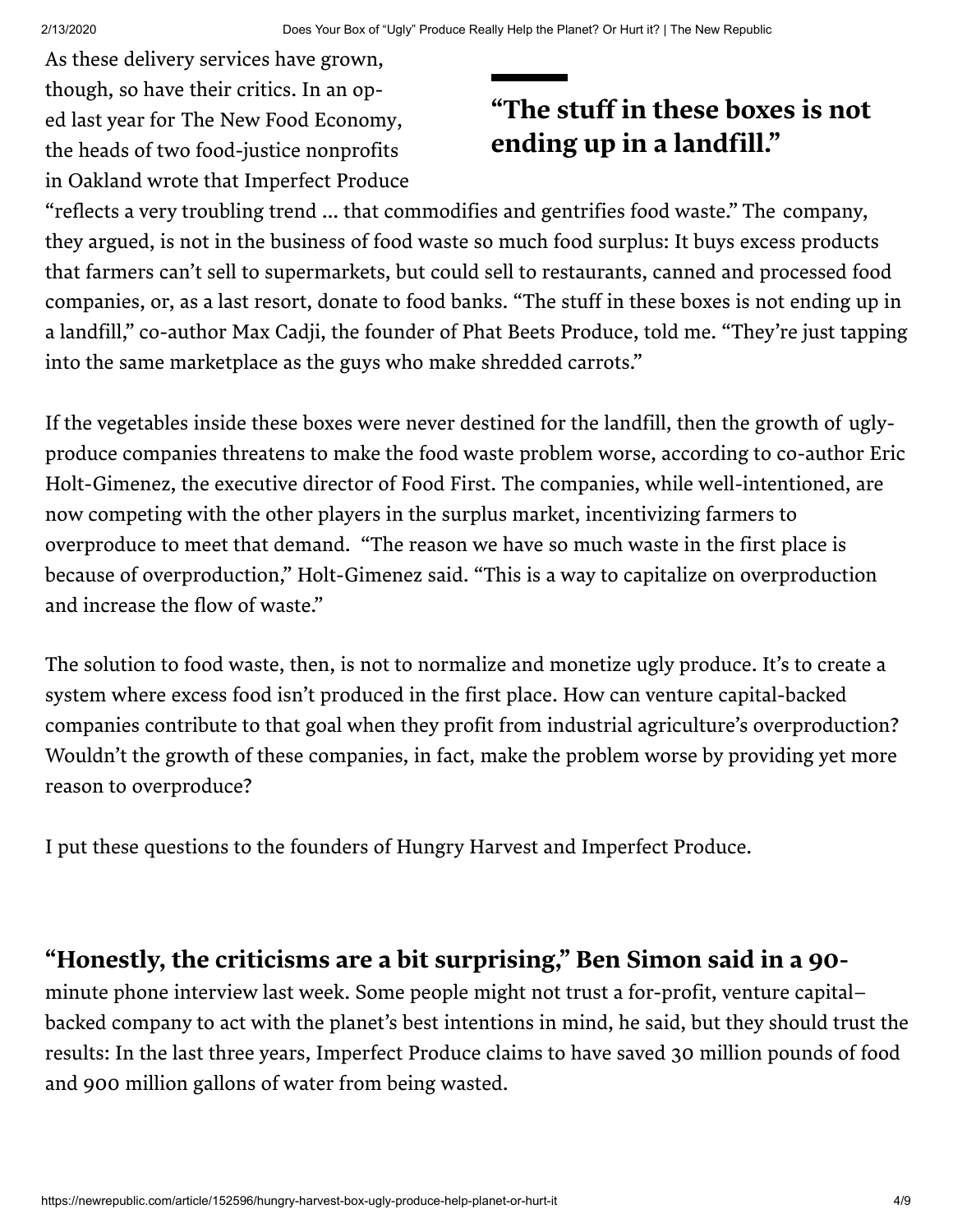As these delivery services have grown, though, so have their critics. In an op-ed last year for The New Food Economy, the heads of two food-justice nonprofits in Oakland wrote that Imperfect Produce "reflects a very troubling trend … that commodifies and gentrifies food waste." The company, they argued, is not in the business of food waste so much food surplus: It buys excess products that farmers can't sell to supermarkets, but could sell to restaurants, canned and processed food companies, or, as a last resort, donate to food banks. "The stuff in these boxes is not ending up in a landfill," co-author Max Cadji, the founder of Phat Beets Produce, told me. "They're just tapping into the same marketplace as the guys who make shredded carrots."

> **"The stuff in these boxes is not ending up in a landfill."**

If the vegetables inside these boxes were never destined for the landfill, then the growth of ugly-produce companies threatens to make the food waste problem worse, according to co-author Eric Holt-Gimenez, the executive director of Food First. The companies, while well-intentioned, are now competing with the other players in the surplus market, incentivizing farmers to overproduce to meet that demand. "The reason we have so much waste in the first place is because of overproduction," Holt-Gimenez said. "This is a way to capitalize on overproduction and increase the flow of waste."

The solution to food waste, then, is not to normalize and monetize ugly produce. It's to create a system where excess food isn't produced in the first place. How can venture capital-backed companies contribute to that goal when they profit from industrial agriculture's overproduction? Wouldn't the growth of these companies, in fact, make the problem worse by providing yet more reason to overproduce?

I put these questions to the founders of Hungry Harvest and Imperfect Produce.

**"Honestly, the criticisms are a bit surprising," Ben Simon said in a 90-**minute phone interview last week. Some people might not trust a for-profit, venture capital–backed company to act with the planet's best intentions in mind, he said, but they should trust the results: In the last three years, Imperfect Produce claims to have saved 30 million pounds of food and 900 million gallons of water from being wasted.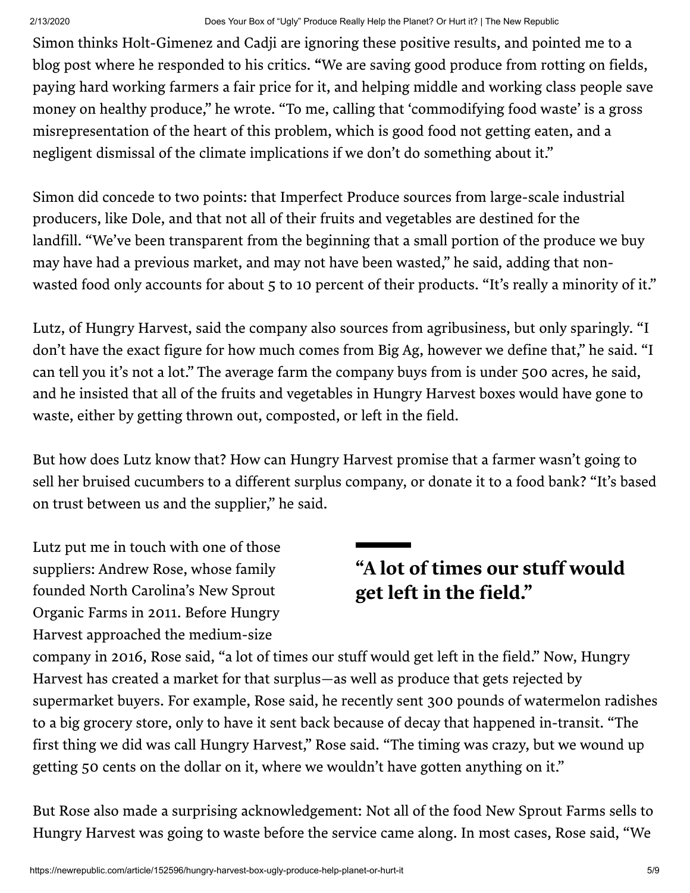Simon thinks Holt-Gimenez and Cadji are ignoring these positive results, and pointed me to a blog post where he responded to his critics. "We are saving good produce from rotting on fields, paying hard working farmers a fair price for it, and helping middle and working class people save money on healthy produce," he wrote. "To me, calling that 'commodifying food waste' is a gross misrepresentation of the heart of this problem, which is good food not getting eaten, and a negligent dismissal of the climate implications if we don't do something about it."

Simon did concede to two points: that Imperfect Produce sources from large-scale industrial producers, like Dole, and that not all of their fruits and vegetables are destined for the landfill. "We've been transparent from the beginning that a small portion of the produce we buy may have had a previous market, and may not have been wasted," he said, adding that non-wasted food only accounts for about 5 to 10 percent of their products. "It's really a minority of it."

Lutz, of Hungry Harvest, said the company also sources from agribusiness, but only sparingly. "I don't have the exact figure for how much comes from Big Ag, however we define that," he said. "I can tell you it's not a lot." The average farm the company buys from is under 500 acres, he said, and he insisted that all of the fruits and vegetables in Hungry Harvest boxes would have gone to waste, either by getting thrown out, composted, or left in the field.

But how does Lutz know that? How can Hungry Harvest promise that a farmer wasn't going to sell her bruised cucumbers to a different surplus company, or donate it to a food bank? "It's based on trust between us and the supplier," he said.

> **"A lot of times our stuff would get left in the field."**

Lutz put me in touch with one of those suppliers: Andrew Rose, whose family founded North Carolina's New Sprout Organic Farms in 2011. Before Hungry Harvest approached the medium-size company in 2016, Rose said, "a lot of times our stuff would get left in the field." Now, Hungry Harvest has created a market for that surplus—as well as produce that gets rejected by supermarket buyers. For example, Rose said, he recently sent 300 pounds of watermelon radishes to a big grocery store, only to have it sent back because of decay that happened in-transit. "The first thing we did was call Hungry Harvest," Rose said. "The timing was crazy, but we wound up getting 50 cents on the dollar on it, where we wouldn't have gotten anything on it."

But Rose also made a surprising acknowledgement: Not all of the food New Sprout Farms sells to Hungry Harvest was going to waste before the service came along. In most cases, Rose said, "We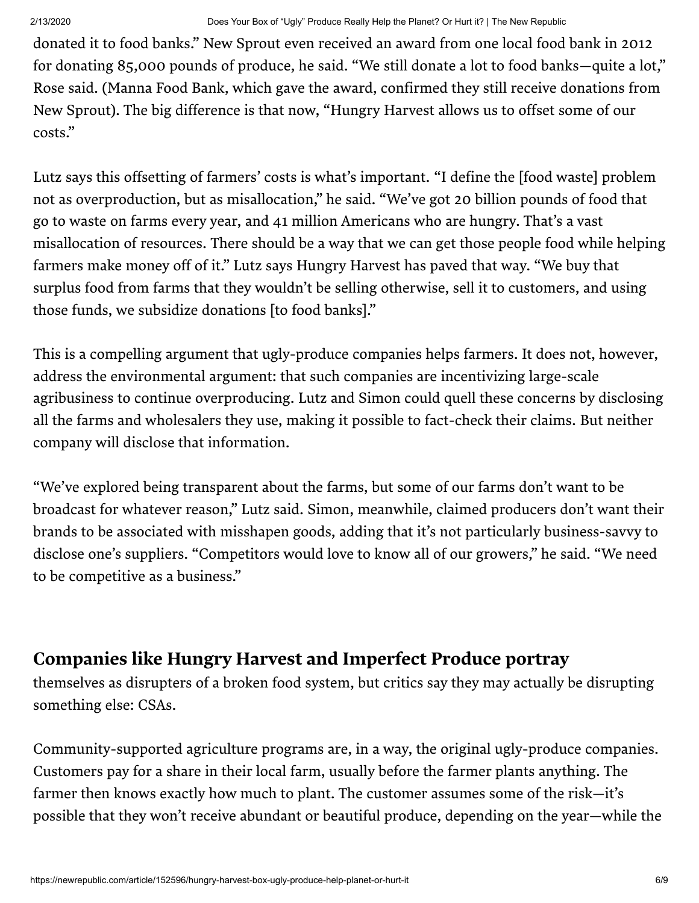donated it to food banks." New Sprout even received an award from one local food bank in 2012 for donating 85,000 pounds of produce, he said. "We still donate a lot to food banks—quite a lot," Rose said. (Manna Food Bank, which gave the award, confirmed they still receive donations from New Sprout). The big difference is that now, "Hungry Harvest allows us to offset some of our costs."

Lutz says this offsetting of farmers' costs is what's important. "I define the [food waste] problem not as overproduction, but as misallocation," he said. "We've got 20 billion pounds of food that go to waste on farms every year, and 41 million Americans who are hungry. That's a vast misallocation of resources. There should be a way that we can get those people food while helping farmers make money off of it." Lutz says Hungry Harvest has paved that way. "We buy that surplus food from farms that they wouldn't be selling otherwise, sell it to customers, and using those funds, we subsidize donations [to food banks]."

This is a compelling argument that ugly-produce companies helps farmers. It does not, however, address the environmental argument: that such companies are incentivizing large-scale agribusiness to continue overproducing. Lutz and Simon could quell these concerns by disclosing all the farms and wholesalers they use, making it possible to fact-check their claims. But neither company will disclose that information.

"We've explored being transparent about the farms, but some of our farms don't want to be broadcast for whatever reason," Lutz said. Simon, meanwhile, claimed producers don't want their brands to be associated with misshapen goods, adding that it's not particularly business-savvy to disclose one's suppliers. "Competitors would love to know all of our growers," he said. "We need to be competitive as a business."

**Companies like Hungry Harvest and Imperfect Produce portray** themselves as disrupters of a broken food system, but critics say they may actually be disrupting something else: CSAs.

Community-supported agriculture programs are, in a way, the original ugly-produce companies. Customers pay for a share in their local farm, usually before the farmer plants anything. The farmer then knows exactly how much to plant. The customer assumes some of the risk—it's possible that they won't receive abundant or beautiful produce, depending on the year—while the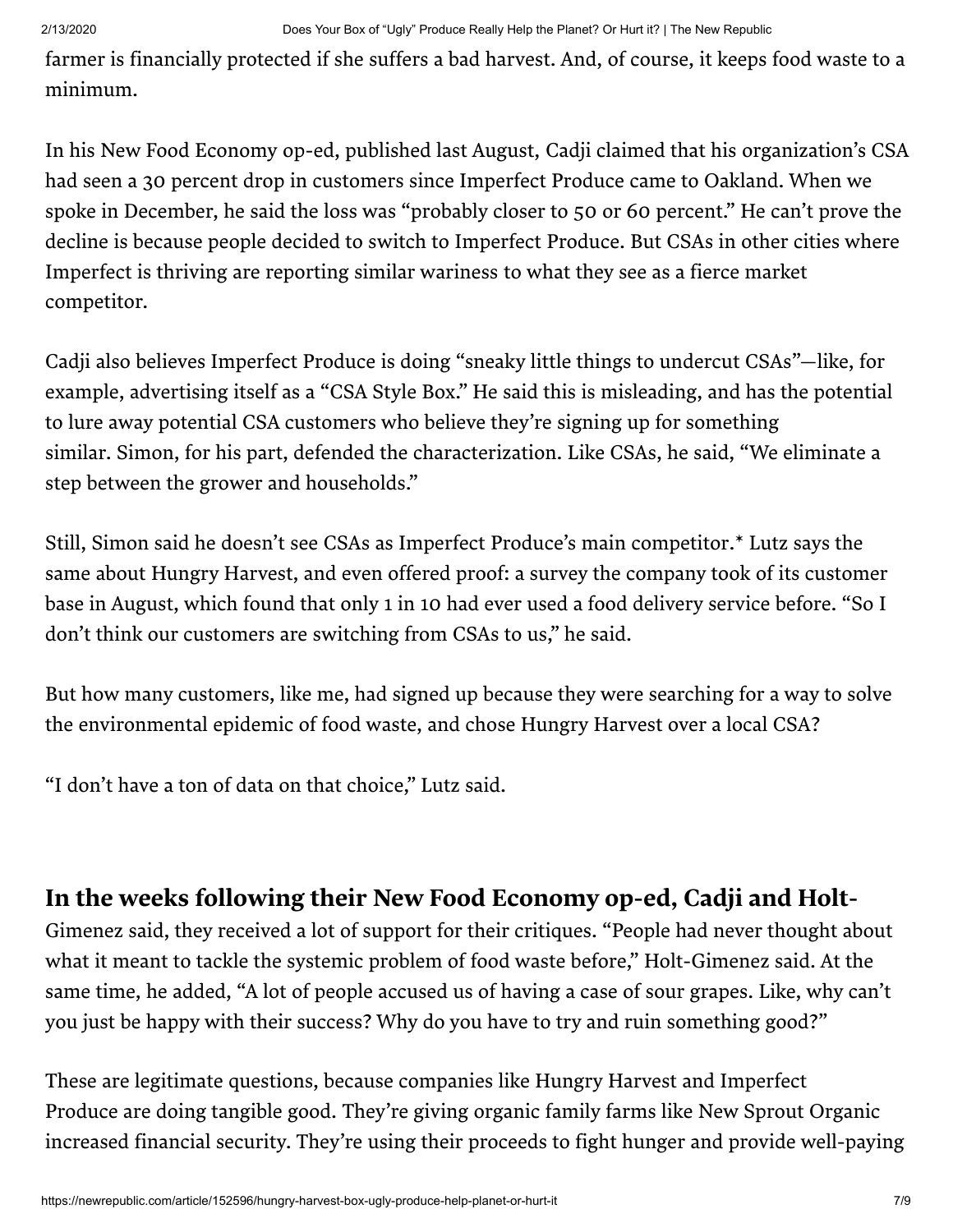farmer is financially protected if she suffers a bad harvest. And, of course, it keeps food waste to a minimum.

In his New Food Economy op-ed, published last August, Cadji claimed that his organization's CSA had seen a 30 percent drop in customers since Imperfect Produce came to Oakland. When we spoke in December, he said the loss was "probably closer to 50 or 60 percent." He can't prove the decline is because people decided to switch to Imperfect Produce. But CSAs in other cities where Imperfect is thriving are reporting similar wariness to what they see as a fierce market competitor.

Cadji also believes Imperfect Produce is doing "sneaky little things to undercut CSAs"—like, for example, advertising itself as a "CSA Style Box." He said this is misleading, and has the potential to lure away potential CSA customers who believe they're signing up for something similar. Simon, for his part, defended the characterization. Like CSAs, he said, "We eliminate a step between the grower and households."

Still, Simon said he doesn't see CSAs as Imperfect Produce's main competitor.* Lutz says the same about Hungry Harvest, and even offered proof: a survey the company took of its customer base in August, which found that only 1 in 10 had ever used a food delivery service before. "So I don't think our customers are switching from CSAs to us," he said.

But how many customers, like me, had signed up because they were searching for a way to solve the environmental epidemic of food waste, and chose Hungry Harvest over a local CSA?

"I don't have a ton of data on that choice," Lutz said.

**In the weeks following their New Food Economy op-ed, Cadji and Holt-**Gimenez said, they received a lot of support for their critiques. "People had never thought about what it meant to tackle the systemic problem of food waste before," Holt-Gimenez said. At the same time, he added, "A lot of people accused us of having a case of sour grapes. Like, why can't you just be happy with their success? Why do you have to try and ruin something good?"

These are legitimate questions, because companies like Hungry Harvest and Imperfect Produce are doing tangible good. They're giving organic family farms like New Sprout Organic increased financial security. They're using their proceeds to fight hunger and provide well-paying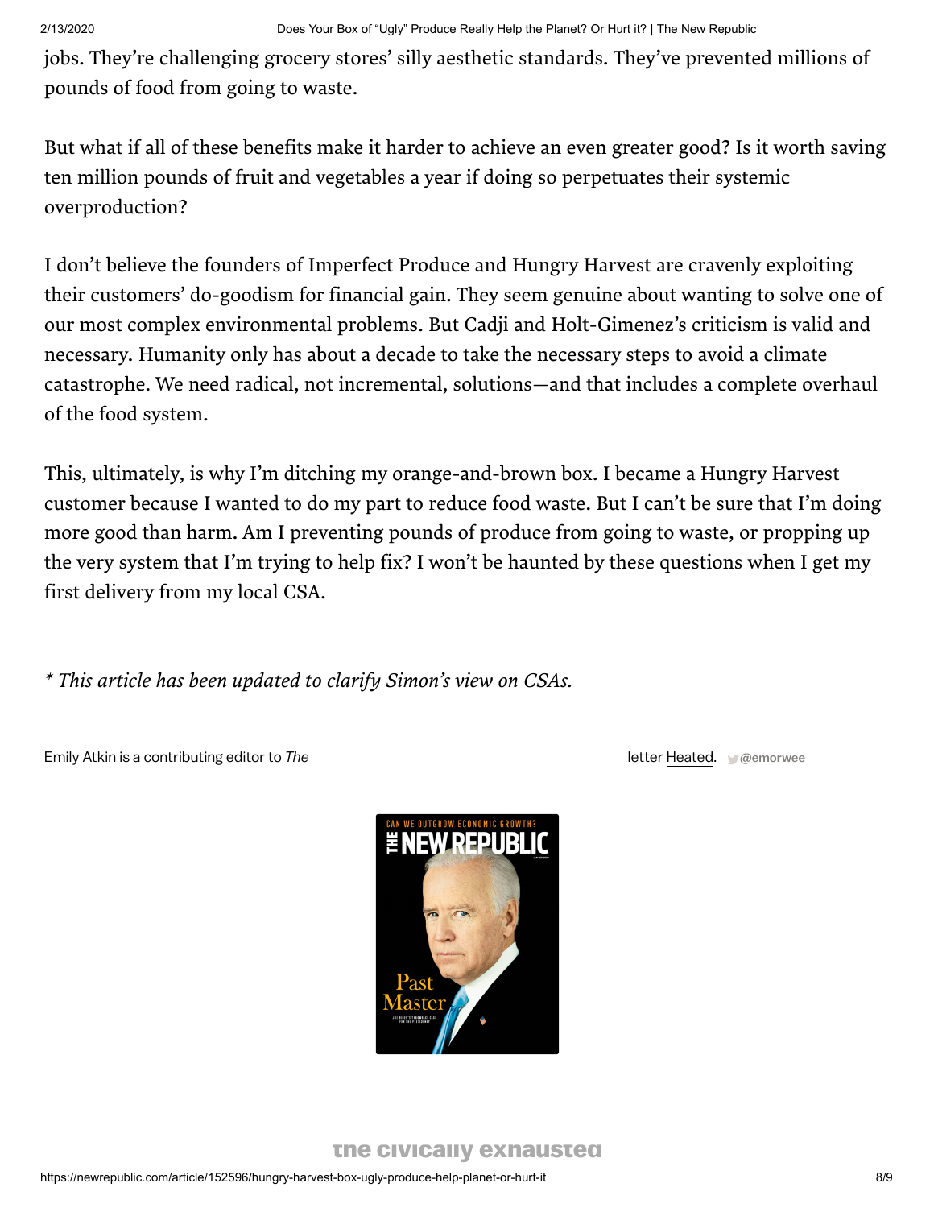jobs. They're challenging grocery stores' silly aesthetic standards. They've prevented millions of pounds of food from going to waste.

But what if all of these benefits make it harder to achieve an even greater good? Is it worth saving ten million pounds of fruit and vegetables a year if doing so perpetuates their systemic overproduction?

I don't believe the founders of Imperfect Produce and Hungry Harvest are cravenly exploiting their customers' do-goodism for financial gain. They seem genuine about wanting to solve one of our most complex environmental problems. But Cadji and Holt-Gimenez's criticism is valid and necessary. Humanity only has about a decade to take the necessary steps to avoid a climate catastrophe. We need radical, not incremental, solutions—and that includes a complete overhaul of the food system.

This, ultimately, is why I'm ditching my orange-and-brown box. I became a Hungry Harvest customer because I wanted to do my part to reduce food waste. But I can't be sure that I'm doing more good than harm. Am I preventing pounds of produce from going to waste, or propping up the very system that I'm trying to help fix? I won't be haunted by these questions when I get my first delivery from my local CSA.

*\* This article has been updated to clarify Simon's view on CSAs.*

Emily Atkin is a contributing editor to *The* ... letter Heated. @emorwee

the civically exhausted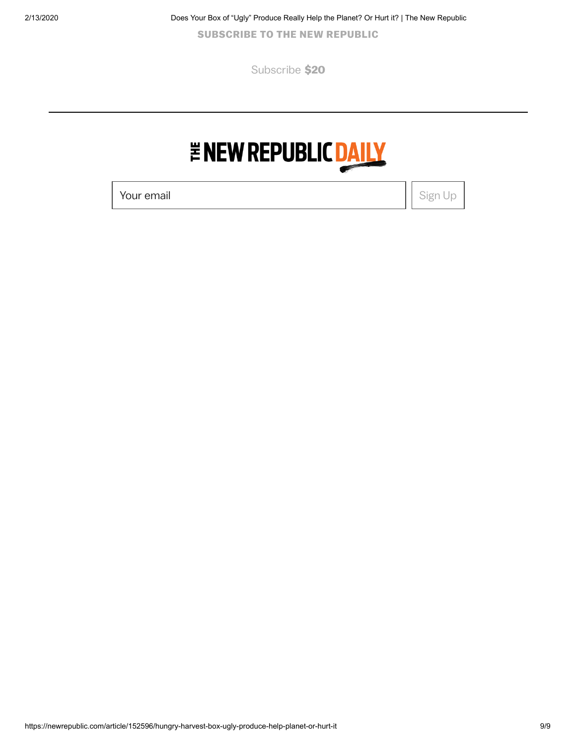SUBSCRIBE TO THE NEW REPUBLIC

Subscribe **$20**

---

THE NEW REPUBLIC DAILY

Your email

Sign Up